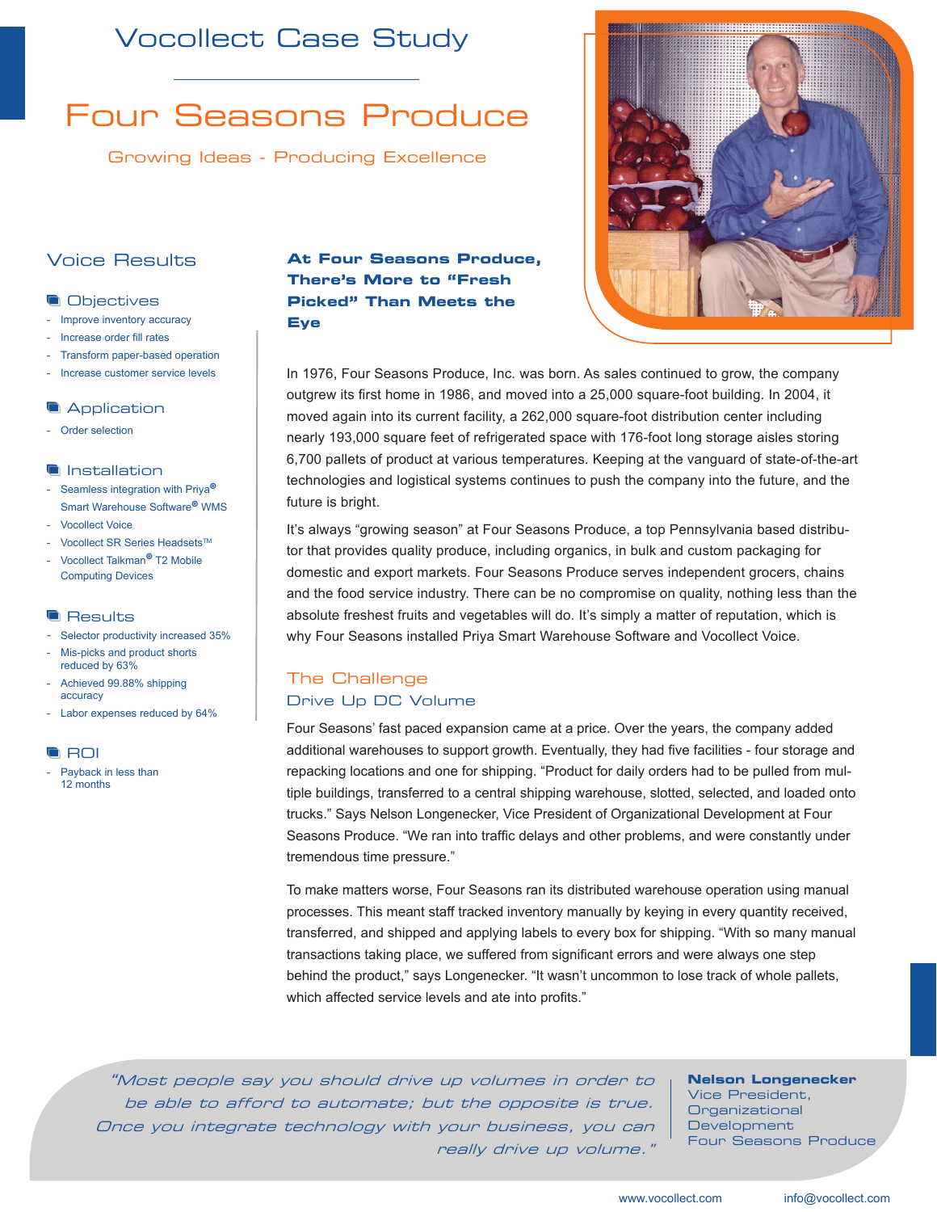# Vocollect Case Study

# Four Seasons Produce

Growing Ideas - Producing Excellence

## Voice Results

### Objectives

- Improve inventory accuracy
- Increase order fill rates
- Transform paper-based operation
- Increase customer service levels

### Application

- Order selection

### Installation

- Seamless integration with Priya® Smart Warehouse Software® WMS
- Vocollect Voice
- Vocollect SR Series Headsets™
- Vocollect Talkman® T2 Mobile Computing Devices

### Results

- Selector productivity increased 35%
- Mis-picks and product shorts reduced by 63%
- Achieved 99.88% shipping accuracy
- Labor expenses reduced by 64%

### ROI

- Payback in less than 12 months

## At Four Seasons Produce, There's More to "Fresh Picked" Than Meets the Eye

In 1976, Four Seasons Produce, Inc. was born. As sales continued to grow, the company outgrew its first home in 1986, and moved into a 25,000 square-foot building. In 2004, it moved again into its current facility, a 262,000 square-foot distribution center including nearly 193,000 square feet of refrigerated space with 176-foot long storage aisles storing 6,700 pallets of product at various temperatures. Keeping at the vanguard of state-of-the-art technologies and logistical systems continues to push the company into the future, and the future is bright.

It's always "growing season" at Four Seasons Produce, a top Pennsylvania based distributor that provides quality produce, including organics, in bulk and custom packaging for domestic and export markets. Four Seasons Produce serves independent grocers, chains and the food service industry. There can be no compromise on quality, nothing less than the absolute freshest fruits and vegetables will do. It's simply a matter of reputation, which is why Four Seasons installed Priya Smart Warehouse Software and Vocollect Voice.

## The Challenge

### Drive Up DC Volume

Four Seasons' fast paced expansion came at a price. Over the years, the company added additional warehouses to support growth. Eventually, they had five facilities - four storage and repacking locations and one for shipping. "Product for daily orders had to be pulled from multiple buildings, transferred to a central shipping warehouse, slotted, selected, and loaded onto trucks." Says Nelson Longenecker, Vice President of Organizational Development at Four Seasons Produce. "We ran into traffic delays and other problems, and were constantly under tremendous time pressure."

To make matters worse, Four Seasons ran its distributed warehouse operation using manual processes. This meant staff tracked inventory manually by keying in every quantity received, transferred, and shipped and applying labels to every box for shipping. "With so many manual transactions taking place, we suffered from significant errors and were always one step behind the product," says Longenecker. "It wasn't uncommon to lose track of whole pallets, which affected service levels and ate into profits."

> *"Most people say you should drive up volumes in order to be able to afford to automate; but the opposite is true. Once you integrate technology with your business, you can really drive up volume."*
>
> **Nelson Longenecker**
> Vice President, Organizational Development
> Four Seasons Produce

www.vocollect.com info@vocollect.com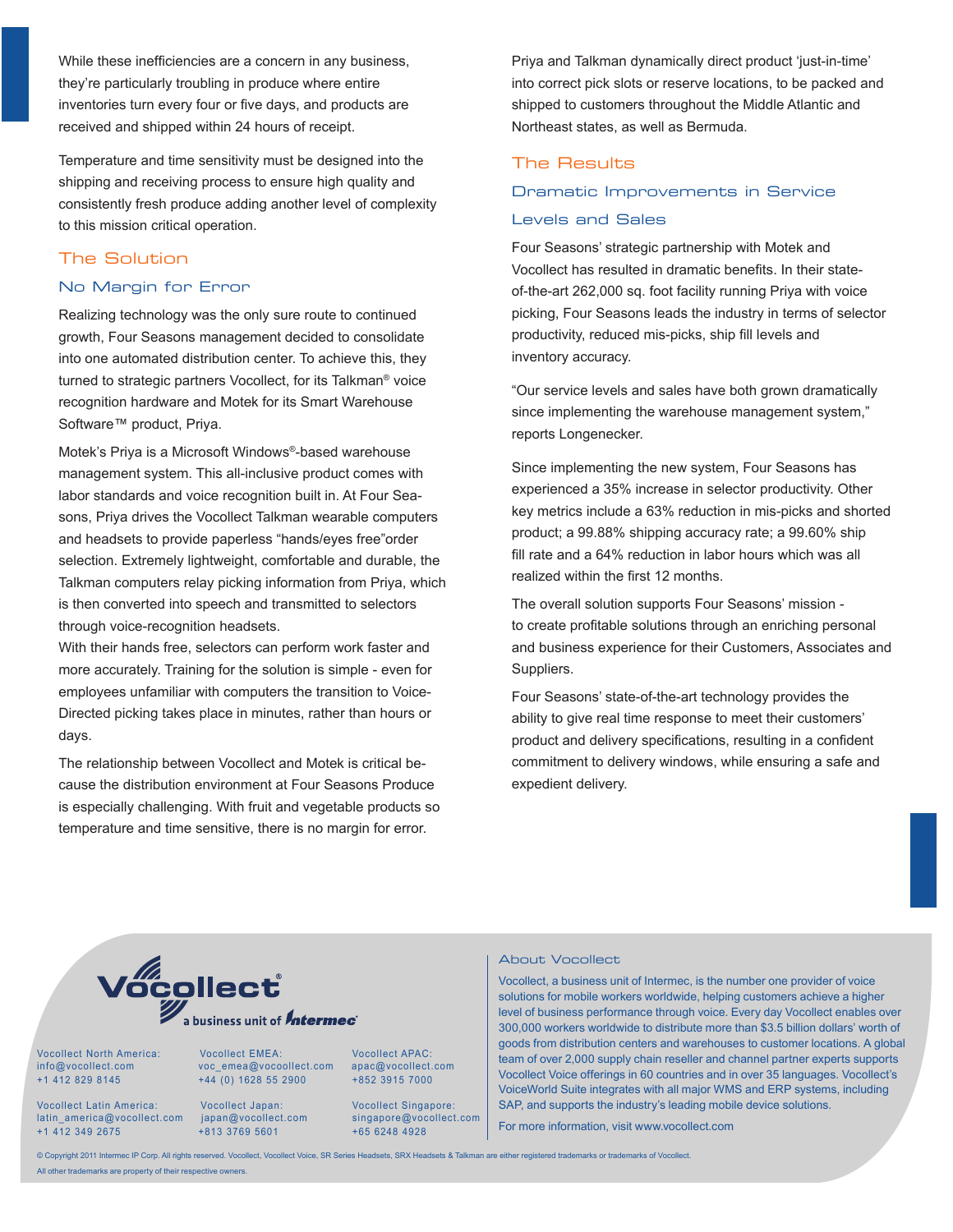While these inefficiencies are a concern in any business, they're particularly troubling in produce where entire inventories turn every four or five days, and products are received and shipped within 24 hours of receipt.

Temperature and time sensitivity must be designed into the shipping and receiving process to ensure high quality and consistently fresh produce adding another level of complexity to this mission critical operation.

## The Solution

### No Margin for Error

Realizing technology was the only sure route to continued growth, Four Seasons management decided to consolidate into one automated distribution center. To achieve this, they turned to strategic partners Vocollect, for its Talkman® voice recognition hardware and Motek for its Smart Warehouse Software™ product, Priya.

Motek's Priya is a Microsoft Windows®-based warehouse management system. This all-inclusive product comes with labor standards and voice recognition built in. At Four Seasons, Priya drives the Vocollect Talkman wearable computers and headsets to provide paperless "hands/eyes free"order selection. Extremely lightweight, comfortable and durable, the Talkman computers relay picking information from Priya, which is then converted into speech and transmitted to selectors through voice-recognition headsets.

With their hands free, selectors can perform work faster and more accurately. Training for the solution is simple - even for employees unfamiliar with computers the transition to Voice-Directed picking takes place in minutes, rather than hours or days.

The relationship between Vocollect and Motek is critical because the distribution environment at Four Seasons Produce is especially challenging. With fruit and vegetable products so temperature and time sensitive, there is no margin for error.

Priya and Talkman dynamically direct product 'just-in-time' into correct pick slots or reserve locations, to be packed and shipped to customers throughout the Middle Atlantic and Northeast states, as well as Bermuda.

## The Results

### Dramatic Improvements in Service Levels and Sales

Four Seasons' strategic partnership with Motek and Vocollect has resulted in dramatic benefits. In their state-of-the-art 262,000 sq. foot facility running Priya with voice picking, Four Seasons leads the industry in terms of selector productivity, reduced mis-picks, ship fill levels and inventory accuracy.

"Our service levels and sales have both grown dramatically since implementing the warehouse management system," reports Longenecker.

Since implementing the new system, Four Seasons has experienced a 35% increase in selector productivity. Other key metrics include a 63% reduction in mis-picks and shorted product; a 99.88% shipping accuracy rate; a 99.60% ship fill rate and a 64% reduction in labor hours which was all realized within the first 12 months.

The overall solution supports Four Seasons' mission - to create profitable solutions through an enriching personal and business experience for their Customers, Associates and Suppliers.

Four Seasons' state-of-the-art technology provides the ability to give real time response to meet their customers' product and delivery specifications, resulting in a confident commitment to delivery windows, while ensuring a safe and expedient delivery.

Vocollect®
a business unit of Intermec

Vocollect North America:
info@vocollect.com
+1 412 829 8145

Vocollect EMEA:
voc_emea@vocoollect.com
+44 (0) 1628 55 2900

Vocollect APAC:
apac@vocollect.com
+852 3915 7000

Vocollect Latin America:
latin_america@vocollect.com
+1 412 349 2675

Vocollect Japan:
japan@vocollect.com
+813 3769 5601

Vocollect Singapore:
singapore@vocollect.com
+65 6248 4928

### About Vocollect

Vocollect, a business unit of Intermec, is the number one provider of voice solutions for mobile workers worldwide, helping customers achieve a higher level of business performance through voice. Every day Vocollect enables over 300,000 workers worldwide to distribute more than $3.5 billion dollars' worth of goods from distribution centers and warehouses to customer locations. A global team of over 2,000 supply chain reseller and channel partner experts supports Vocollect Voice offerings in 60 countries and in over 35 languages. Vocollect's VoiceWorld Suite integrates with all major WMS and ERP systems, including SAP, and supports the industry's leading mobile device solutions.

For more information, visit www.vocollect.com

© Copyright 2011 Intermec IP Corp. All rights reserved. Vocollect, Vocollect Voice, SR Series Headsets, SRX Headsets & Talkman are either registered trademarks or trademarks of Vocollect.
All other trademarks are property of their respective owners.